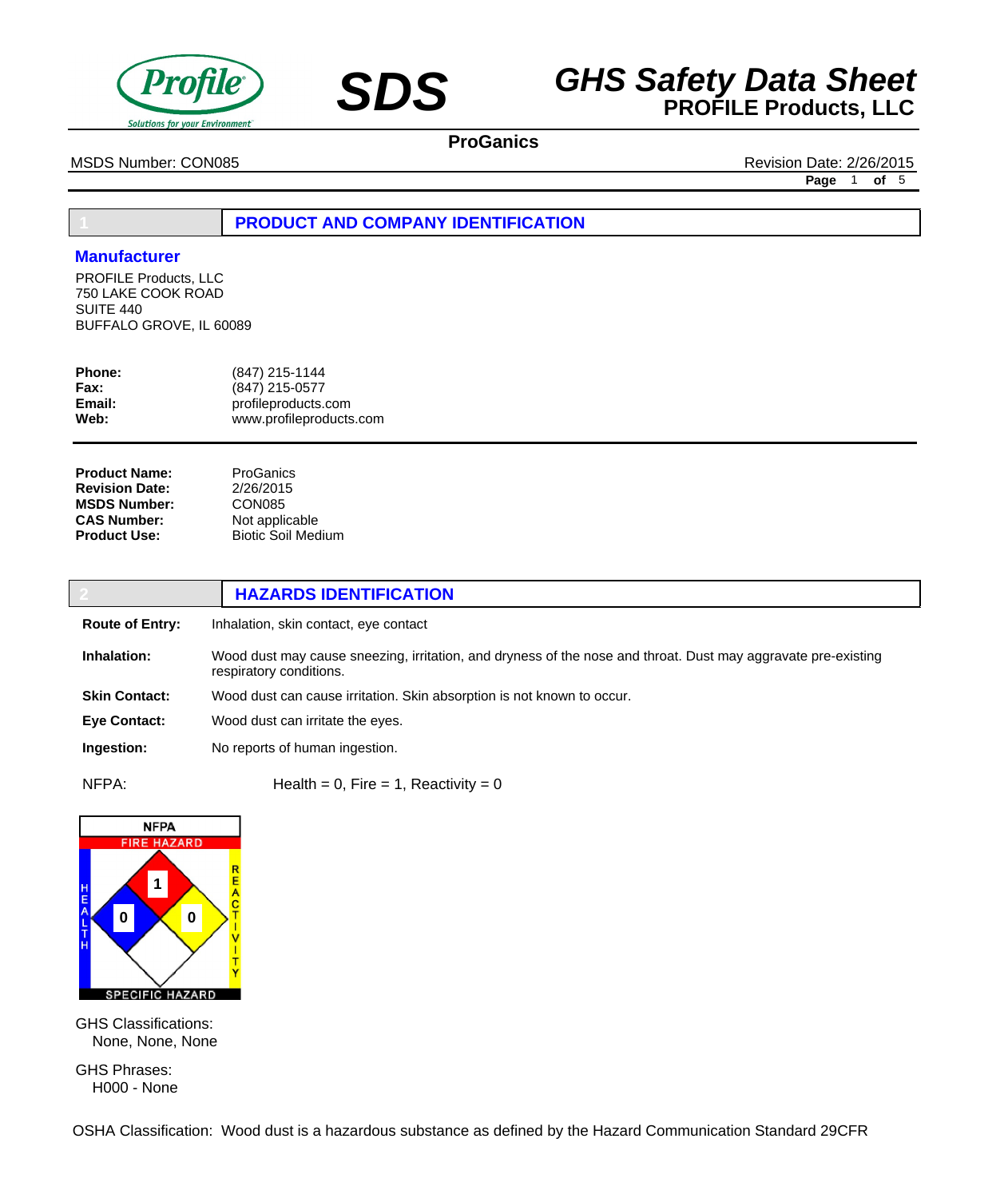# GHS Safety Data Sheet

**PROFILE Products, LLC**

**ProGanics**

MSDS Number: CON085 | Revision Date: 2/26/2015

## 1 PRODUCT AND COMPANY IDENTIFICATION

### Manufacturer

PROFILE Products, LLC
750 LAKE COOK ROAD
SUITE 440
BUFFALO GROVE, IL 60089

**Phone:** (847) 215-1144
**Fax:** (847) 215-0577
**Email:** profileproducts.com
**Web:** www.profileproducts.com

**Product Name:** ProGanics
**Revision Date:** 2/26/2015
**MSDS Number:** CON085
**CAS Number:** Not applicable
**Product Use:** Biotic Soil Medium

## 2 HAZARDS IDENTIFICATION

**Route of Entry:** Inhalation, skin contact, eye contact

**Inhalation:** Wood dust may cause sneezing, irritation, and dryness of the nose and throat. Dust may aggravate pre-existing respiratory conditions.

**Skin Contact:** Wood dust can cause irritation. Skin absorption is not known to occur.

**Eye Contact:** Wood dust can irritate the eyes.

**Ingestion:** No reports of human ingestion.

NFPA: Health = 0, Fire = 1, Reactivity = 0

NFPA
FIRE HAZARD: 1
HEALTH: 0
REACTIVITY: 0
SPECIFIC HAZARD

GHS Classifications:
None, None, None

GHS Phrases:
H000 - None

OSHA Classification: Wood dust is a hazardous substance as defined by the Hazard Communication Standard 29CFR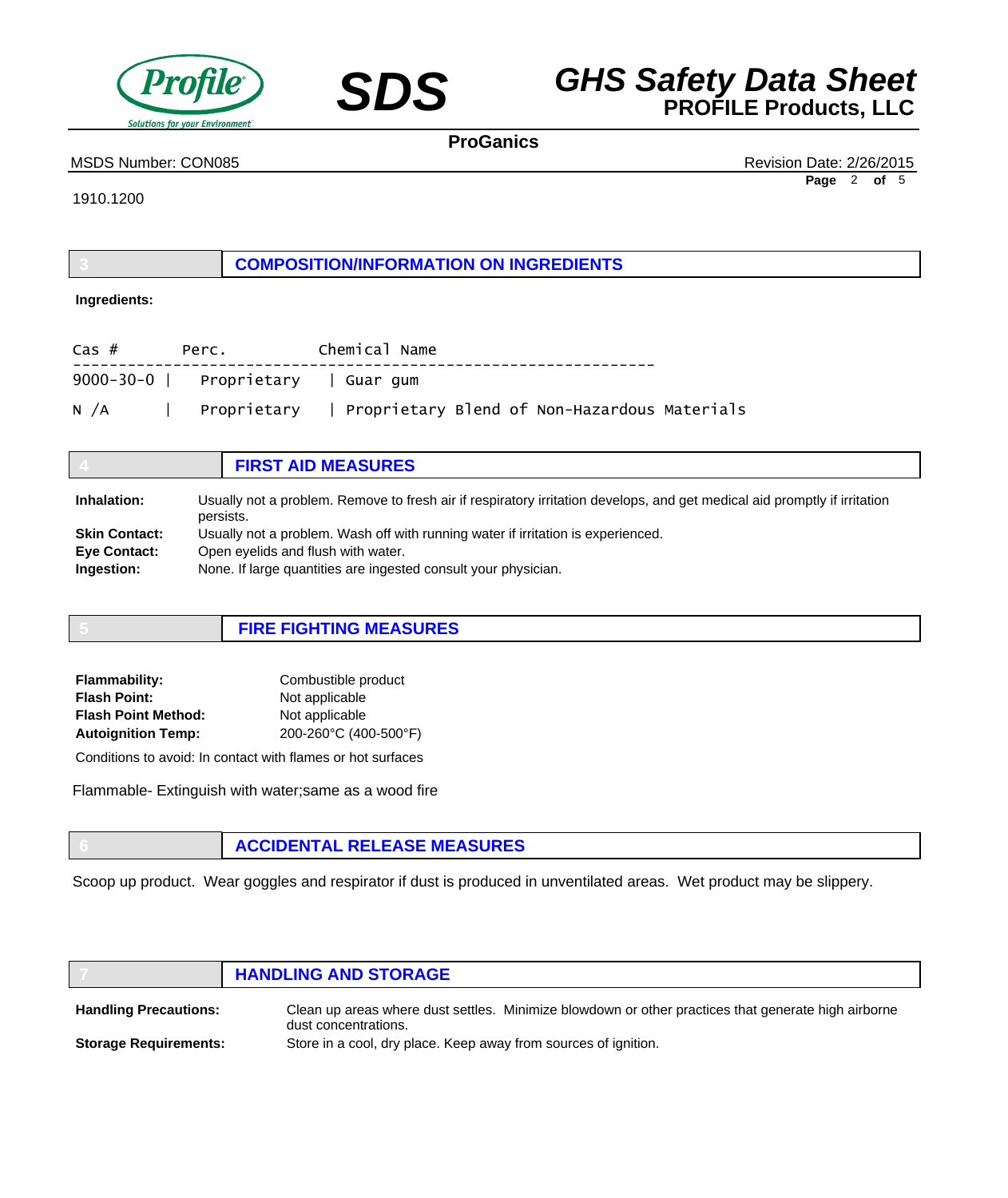1910.1200

## 3 COMPOSITION/INFORMATION ON INGREDIENTS

**Ingredients:**

| Cas # | Perc. | Chemical Name |
|---|---|---|
| 9000-30-0 | Proprietary | Guar gum |
| N /A | Proprietary | Proprietary Blend of Non-Hazardous Materials |

## 4 FIRST AID MEASURES

**Inhalation:** Usually not a problem. Remove to fresh air if respiratory irritation develops, and get medical aid promptly if irritation persists.

**Skin Contact:** Usually not a problem. Wash off with running water if irritation is experienced.

**Eye Contact:** Open eyelids and flush with water.

**Ingestion:** None. If large quantities are ingested consult your physician.

## 5 FIRE FIGHTING MEASURES

**Flammability:** Combustible product

**Flash Point:** Not applicable

**Flash Point Method:** Not applicable

**Autoignition Temp:** 200-260°C (400-500°F)

Conditions to avoid: In contact with flames or hot surfaces

Flammable- Extinguish with water;same as a wood fire

## 6 ACCIDENTAL RELEASE MEASURES

Scoop up product. Wear goggles and respirator if dust is produced in unventilated areas. Wet product may be slippery.

## 7 HANDLING AND STORAGE

**Handling Precautions:** Clean up areas where dust settles. Minimize blowdown or other practices that generate high airborne dust concentrations.

**Storage Requirements:** Store in a cool, dry place. Keep away from sources of ignition.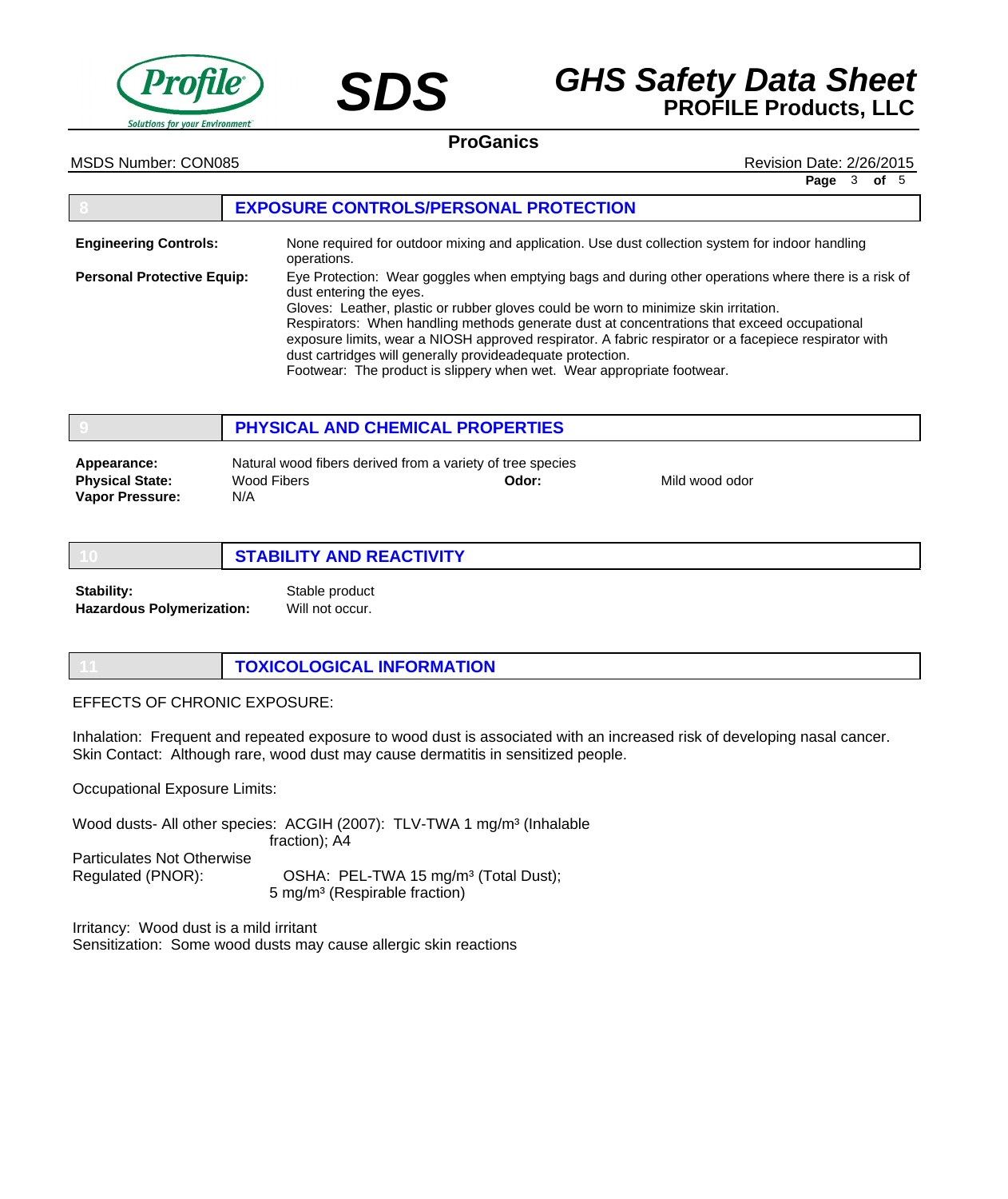## 8 EXPOSURE CONTROLS/PERSONAL PROTECTION

**Engineering Controls:** None required for outdoor mixing and application. Use dust collection system for indoor handling operations.

**Personal Protective Equip:** Eye Protection: Wear goggles when emptying bags and during other operations where there is a risk of dust entering the eyes.
Gloves: Leather, plastic or rubber gloves could be worn to minimize skin irritation.
Respirators: When handling methods generate dust at concentrations that exceed occupational exposure limits, wear a NIOSH approved respirator. A fabric respirator or a facepiece respirator with dust cartridges will generally provideadequate protection.
Footwear: The product is slippery when wet. Wear appropriate footwear.

## 9 PHYSICAL AND CHEMICAL PROPERTIES

**Appearance:** Natural wood fibers derived from a variety of tree species

**Physical State:** Wood Fibers **Odor:** Mild wood odor

**Vapor Pressure:** N/A

## 10 STABILITY AND REACTIVITY

**Stability:** Stable product

**Hazardous Polymerization:** Will not occur.

## 11 TOXICOLOGICAL INFORMATION

EFFECTS OF CHRONIC EXPOSURE:

Inhalation: Frequent and repeated exposure to wood dust is associated with an increased risk of developing nasal cancer.
Skin Contact: Although rare, wood dust may cause dermatitis in sensitized people.

Occupational Exposure Limits:

Wood dusts- All other species: ACGIH (2007): TLV-TWA 1 mg/m³ (Inhalable fraction); A4

Particulates Not Otherwise Regulated (PNOR): OSHA: PEL-TWA 15 mg/m³ (Total Dust); 5 mg/m³ (Respirable fraction)

Irritancy: Wood dust is a mild irritant
Sensitization: Some wood dusts may cause allergic skin reactions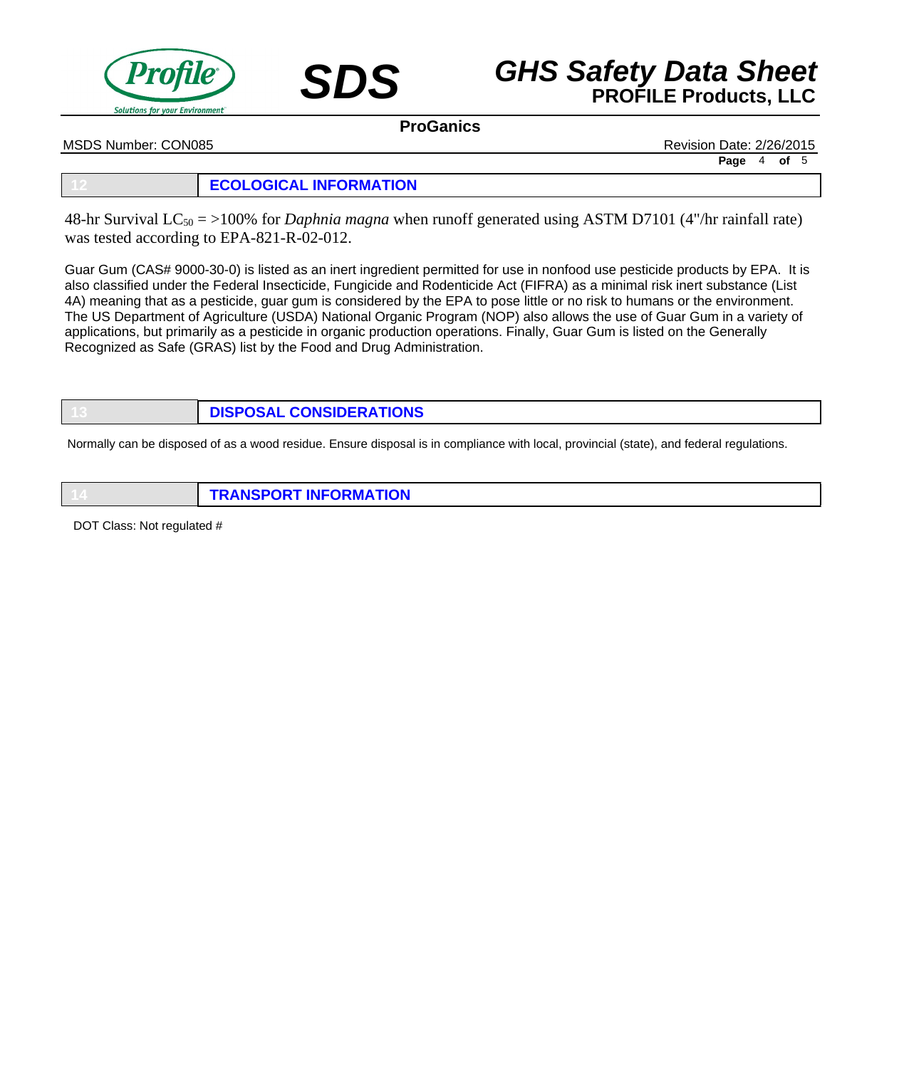## 12 ECOLOGICAL INFORMATION

48-hr Survival $LC_{50}$ = >100% for *Daphnia magna* when runoff generated using ASTM D7101 (4"/hr rainfall rate) was tested according to EPA-821-R-02-012.

Guar Gum (CAS# 9000-30-0) is listed as an inert ingredient permitted for use in nonfood use pesticide products by EPA. It is also classified under the Federal Insecticide, Fungicide and Rodenticide Act (FIFRA) as a minimal risk inert substance (List 4A) meaning that as a pesticide, guar gum is considered by the EPA to pose little or no risk to humans or the environment. The US Department of Agriculture (USDA) National Organic Program (NOP) also allows the use of Guar Gum in a variety of applications, but primarily as a pesticide in organic production operations. Finally, Guar Gum is listed on the Generally Recognized as Safe (GRAS) list by the Food and Drug Administration.

## 13 DISPOSAL CONSIDERATIONS

Normally can be disposed of as a wood residue. Ensure disposal is in compliance with local, provincial (state), and federal regulations.

## 14 TRANSPORT INFORMATION

DOT Class: Not regulated #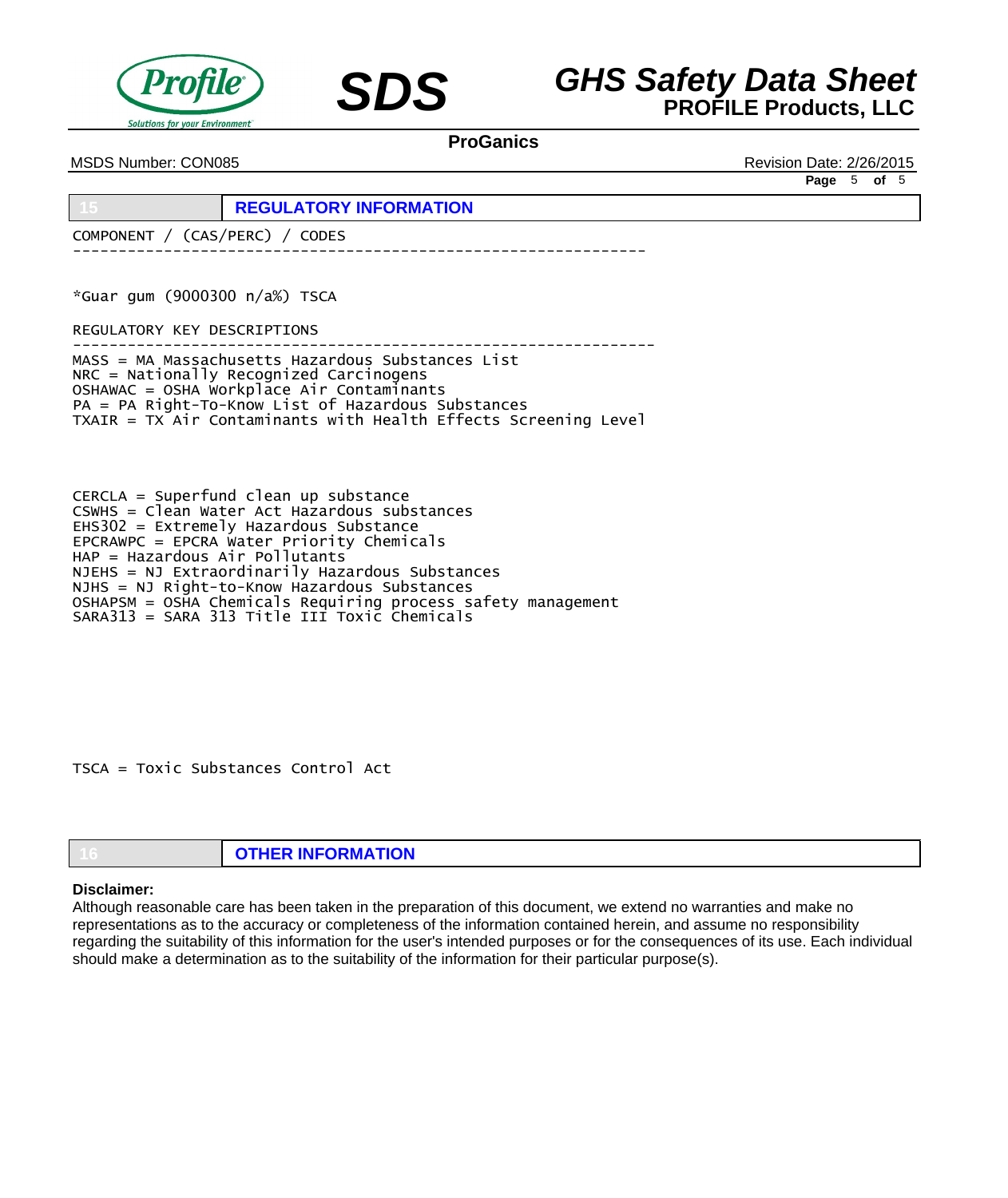## 15 REGULATORY INFORMATION

```
COMPONENT / (CAS/PERC) / CODES
----------------------------------------------------------------


*Guar gum (9000300 n/a%) TSCA

REGULATORY KEY DESCRIPTIONS
----------------------------------------------------------------
MASS = MA Massachusetts Hazardous Substances List
NRC = Nationally Recognized Carcinogens
OSHAWAC = OSHA Workplace Air Contaminants
PA = PA Right-To-Know List of Hazardous Substances
TXAIR = TX Air Contaminants with Health Effects Screening Level



CERCLA = Superfund clean up substance
CSWHS = Clean Water Act Hazardous substances
EHS302 = Extremely Hazardous Substance
EPCRAWPC = EPCRA Water Priority Chemicals
HAP = Hazardous Air Pollutants
NJEHS = NJ Extraordinarily Hazardous Substances
NJHS = NJ Right-to-Know Hazardous Substances
OSHAPSM = OSHA Chemicals Requiring process safety management
SARA313 = SARA 313 Title III Toxic Chemicals



TSCA = Toxic Substances Control Act
```

## 16 OTHER INFORMATION

**Disclaimer:**

Although reasonable care has been taken in the preparation of this document, we extend no warranties and make no representations as to the accuracy or completeness of the information contained herein, and assume no responsibility regarding the suitability of this information for the user's intended purposes or for the consequences of its use. Each individual should make a determination as to the suitability of the information for their particular purpose(s).